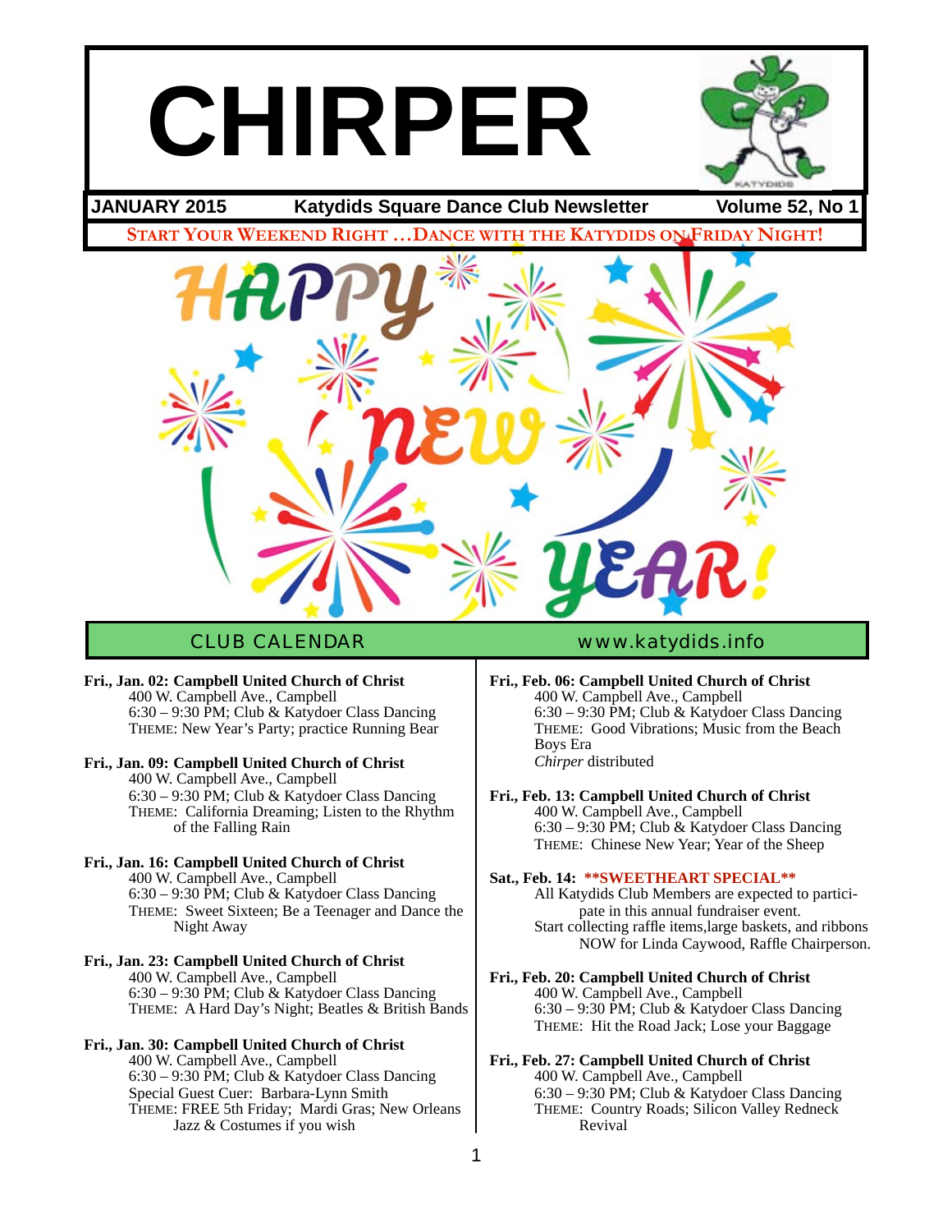# CHIRPER

**JANUARY 2015** | **Katydids Square Dance Club Newsletter** | **Volume 52, No 1**

**START YOUR WEEKEND RIGHT …DANCE WITH THE KATYDIDS ON FRIDAY NIGHT!**

HAPPY NEW YEAR!

## CLUB CALENDAR

www.katydids.info

**Fri., Jan. 02: Campbell United Church of Christ**
400 W. Campbell Ave., Campbell
6:30 – 9:30 PM; Club & Katydoer Class Dancing
THEME: New Year's Party; practice Running Bear

**Fri., Jan. 09: Campbell United Church of Christ**
400 W. Campbell Ave., Campbell
6:30 – 9:30 PM; Club & Katydoer Class Dancing
THEME: California Dreaming; Listen to the Rhythm of the Falling Rain

**Fri., Jan. 16: Campbell United Church of Christ**
400 W. Campbell Ave., Campbell
6:30 – 9:30 PM; Club & Katydoer Class Dancing
THEME: Sweet Sixteen; Be a Teenager and Dance the Night Away

**Fri., Jan. 23: Campbell United Church of Christ**
400 W. Campbell Ave., Campbell
6:30 – 9:30 PM; Club & Katydoer Class Dancing
THEME: A Hard Day's Night; Beatles & British Bands

**Fri., Jan. 30: Campbell United Church of Christ**
400 W. Campbell Ave., Campbell
6:30 – 9:30 PM; Club & Katydoer Class Dancing
Special Guest Cuer: Barbara-Lynn Smith
THEME: FREE 5th Friday; Mardi Gras; New Orleans Jazz & Costumes if you wish

**Fri., Feb. 06: Campbell United Church of Christ**
400 W. Campbell Ave., Campbell
6:30 – 9:30 PM; Club & Katydoer Class Dancing
THEME: Good Vibrations; Music from the Beach Boys Era
*Chirper* distributed

**Fri., Feb. 13: Campbell United Church of Christ**
400 W. Campbell Ave., Campbell
6:30 – 9:30 PM; Club & Katydoer Class Dancing
THEME: Chinese New Year; Year of the Sheep

**Sat., Feb. 14: \*\*SWEETHEART SPECIAL\*\***
All Katydids Club Members are expected to participate in this annual fundraiser event.
Start collecting raffle items,large baskets, and ribbons NOW for Linda Caywood, Raffle Chairperson.

**Fri., Feb. 20: Campbell United Church of Christ**
400 W. Campbell Ave., Campbell
6:30 – 9:30 PM; Club & Katydoer Class Dancing
THEME: Hit the Road Jack; Lose your Baggage

**Fri., Feb. 27: Campbell United Church of Christ**
400 W. Campbell Ave., Campbell
6:30 – 9:30 PM; Club & Katydoer Class Dancing
THEME: Country Roads; Silicon Valley Redneck Revival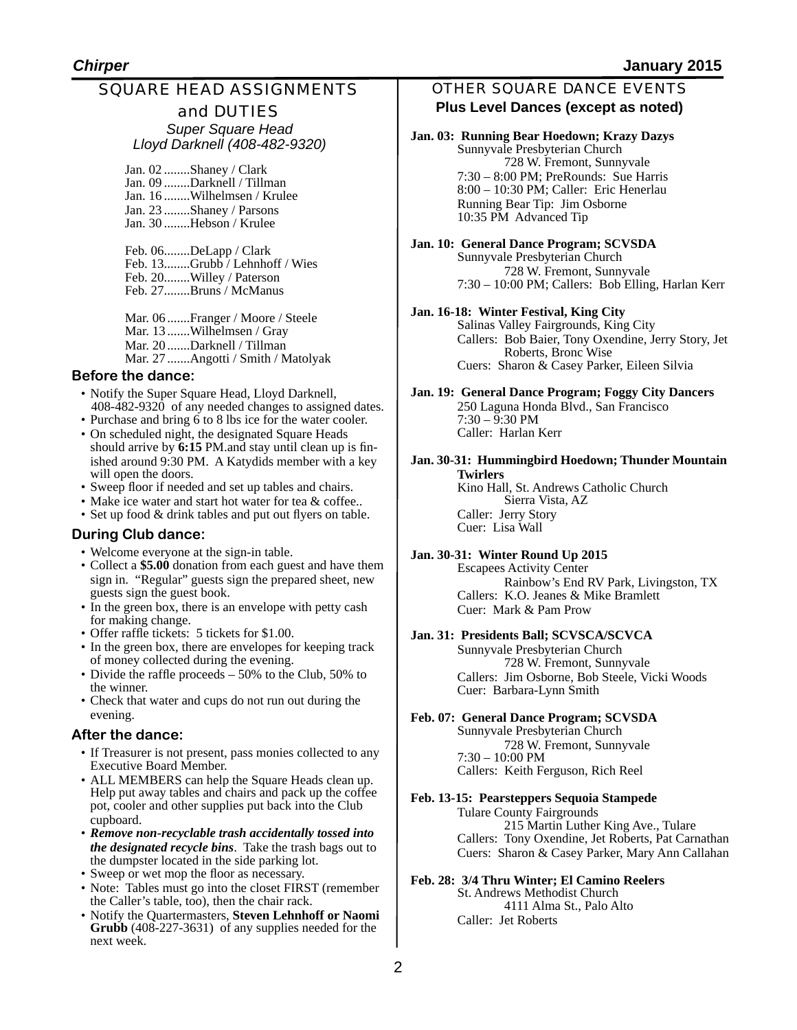## SQUARE HEAD ASSIGNMENTS and DUTIES

*Super Square Head*
*Lloyd Darknell (408-482-9320)*

Jan. 02 ........Shaney / Clark
Jan. 09 ........Darknell / Tillman
Jan. 16 ........Wilhelmsen / Krulee
Jan. 23 ........Shaney / Parsons
Jan. 30 ........Hebson / Krulee

Feb. 06........DeLapp / Clark
Feb. 13........Grubb / Lehnhoff / Wies
Feb. 20........Willey / Paterson
Feb. 27........Bruns / McManus

Mar. 06 .......Franger / Moore / Steele
Mar. 13 .......Wilhelmsen / Gray
Mar. 20 .......Darknell / Tillman
Mar. 27 .......Angotti / Smith / Matolyak

### Before the dance:

- Notify the Super Square Head, Lloyd Darknell, 408-482-9320 of any needed changes to assigned dates.
- Purchase and bring 6 to 8 lbs ice for the water cooler.
- On scheduled night, the designated Square Heads should arrive by **6:15** PM.and stay until clean up is finished around 9:30 PM. A Katydids member with a key will open the doors.
- Sweep floor if needed and set up tables and chairs.
- Make ice water and start hot water for tea & coffee..
- Set up food & drink tables and put out flyers on table.

### During Club dance:

- Welcome everyone at the sign-in table.
- Collect a **$5.00** donation from each guest and have them sign in. "Regular" guests sign the prepared sheet, new guests sign the guest book.
- In the green box, there is an envelope with petty cash for making change.
- Offer raffle tickets: 5 tickets for $1.00.
- In the green box, there are envelopes for keeping track of money collected during the evening.
- Divide the raffle proceeds – 50% to the Club, 50% to the winner.
- Check that water and cups do not run out during the evening.

### After the dance:

- If Treasurer is not present, pass monies collected to any Executive Board Member.
- ALL MEMBERS can help the Square Heads clean up. Help put away tables and chairs and pack up the coffee pot, cooler and other supplies put back into the Club cupboard.
- ***Remove non-recyclable trash accidentally tossed into the designated recycle bins***. Take the trash bags out to the dumpster located in the side parking lot.
- Sweep or wet mop the floor as necessary.
- Note: Tables must go into the closet FIRST (remember the Caller's table, too), then the chair rack.
- Notify the Quartermasters, **Steven Lehnhoff or Naomi Grubb** (408-227-3631) of any supplies needed for the next week.

## OTHER SQUARE DANCE EVENTS

**Plus Level Dances (except as noted)**

**Jan. 03: Running Bear Hoedown; Krazy Dazys**
Sunnyvale Presbyterian Church
728 W. Fremont, Sunnyvale
7:30 – 8:00 PM; PreRounds: Sue Harris
8:00 – 10:30 PM; Caller: Eric Henerlau
Running Bear Tip: Jim Osborne
10:35 PM Advanced Tip

**Jan. 10: General Dance Program; SCVSDA**
Sunnyvale Presbyterian Church
728 W. Fremont, Sunnyvale
7:30 – 10:00 PM; Callers: Bob Elling, Harlan Kerr

**Jan. 16-18: Winter Festival, King City**
Salinas Valley Fairgrounds, King City
Callers: Bob Baier, Tony Oxendine, Jerry Story, Jet Roberts, Bronc Wise
Cuers: Sharon & Casey Parker, Eileen Silvia

**Jan. 19: General Dance Program; Foggy City Dancers**
250 Laguna Honda Blvd., San Francisco
7:30 – 9:30 PM
Caller: Harlan Kerr

**Jan. 30-31: Hummingbird Hoedown; Thunder Mountain Twirlers**
Kino Hall, St. Andrews Catholic Church
Sierra Vista, AZ
Caller: Jerry Story
Cuer: Lisa Wall

**Jan. 30-31: Winter Round Up 2015**
Escapees Activity Center
Rainbow's End RV Park, Livingston, TX
Callers: K.O. Jeanes & Mike Bramlett
Cuer: Mark & Pam Prow

**Jan. 31: Presidents Ball; SCVSCA/SCVCA**
Sunnyvale Presbyterian Church
728 W. Fremont, Sunnyvale
Callers: Jim Osborne, Bob Steele, Vicki Woods
Cuer: Barbara-Lynn Smith

**Feb. 07: General Dance Program; SCVSDA**
Sunnyvale Presbyterian Church
728 W. Fremont, Sunnyvale
7:30 – 10:00 PM
Callers: Keith Ferguson, Rich Reel

**Feb. 13-15: Pearsteppers Sequoia Stampede**
Tulare County Fairgrounds
215 Martin Luther King Ave., Tulare
Callers: Tony Oxendine, Jet Roberts, Pat Carnathan
Cuers: Sharon & Casey Parker, Mary Ann Callahan

**Feb. 28: 3/4 Thru Winter; El Camino Reelers**
St. Andrews Methodist Church
4111 Alma St., Palo Alto
Caller: Jet Roberts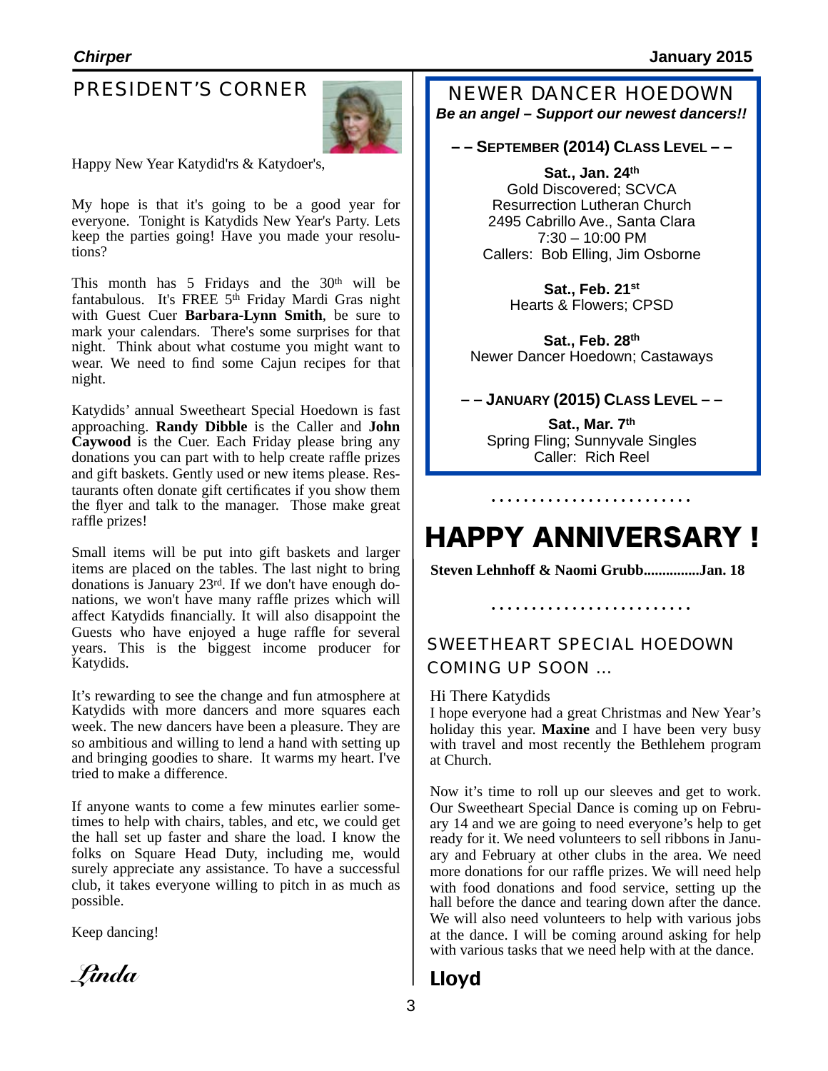## PRESIDENT'S CORNER

Happy New Year Katydid'rs & Katydoer's,

My hope is that it's going to be a good year for everyone. Tonight is Katydids New Year's Party. Lets keep the parties going! Have you made your resolutions?

This month has 5 Fridays and the 30th will be fantabulous. It's FREE 5th Friday Mardi Gras night with Guest Cuer **Barbara-Lynn Smith**, be sure to mark your calendars. There's some surprises for that night. Think about what costume you might want to wear. We need to find some Cajun recipes for that night.

Katydids' annual Sweetheart Special Hoedown is fast approaching. **Randy Dibble** is the Caller and **John Caywood** is the Cuer. Each Friday please bring any donations you can part with to help create raffle prizes and gift baskets. Gently used or new items please. Restaurants often donate gift certificates if you show them the flyer and talk to the manager. Those make great raffle prizes!

Small items will be put into gift baskets and larger items are placed on the tables. The last night to bring donations is January 23rd. If we don't have enough donations, we won't have many raffle prizes which will affect Katydids financially. It will also disappoint the Guests who have enjoyed a huge raffle for several years. This is the biggest income producer for Katydids.

It's rewarding to see the change and fun atmosphere at Katydids with more dancers and more squares each week. The new dancers have been a pleasure. They are so ambitious and willing to lend a hand with setting up and bringing goodies to share. It warms my heart. I've tried to make a difference.

If anyone wants to come a few minutes earlier sometimes to help with chairs, tables, and etc, we could get the hall set up faster and share the load. I know the folks on Square Head Duty, including me, would surely appreciate any assistance. To have a successful club, it takes everyone willing to pitch in as much as possible.

Keep dancing!

*Linda*

## NEWER DANCER HOEDOWN

***Be an angel – Support our newest dancers!!***

**– – SEPTEMBER (2014) CLASS LEVEL – –**

**Sat., Jan. 24th**
Gold Discovered; SCVCA
Resurrection Lutheran Church
2495 Cabrillo Ave., Santa Clara
7:30 – 10:00 PM
Callers: Bob Elling, Jim Osborne

**Sat., Feb. 21st**
Hearts & Flowers; CPSD

**Sat., Feb. 28th**
Newer Dancer Hoedown; Castaways

**– – JANUARY (2015) CLASS LEVEL – –**

**Sat., Mar. 7th**
Spring Fling; Sunnyvale Singles
Caller: Rich Reel

# HAPPY ANNIVERSARY !

**Steven Lehnhoff & Naomi Grubb...............Jan. 18**

## SWEETHEART SPECIAL HOEDOWN COMING UP SOON ...

Hi There Katydids
I hope everyone had a great Christmas and New Year's holiday this year. **Maxine** and I have been very busy with travel and most recently the Bethlehem program at Church.

Now it's time to roll up our sleeves and get to work. Our Sweetheart Special Dance is coming up on February 14 and we are going to need everyone's help to get ready for it. We need volunteers to sell ribbons in January and February at other clubs in the area. We need more donations for our raffle prizes. We will need help with food donations and food service, setting up the hall before the dance and tearing down after the dance. We will also need volunteers to help with various jobs at the dance. I will be coming around asking for help with various tasks that we need help with at the dance.

**Lloyd**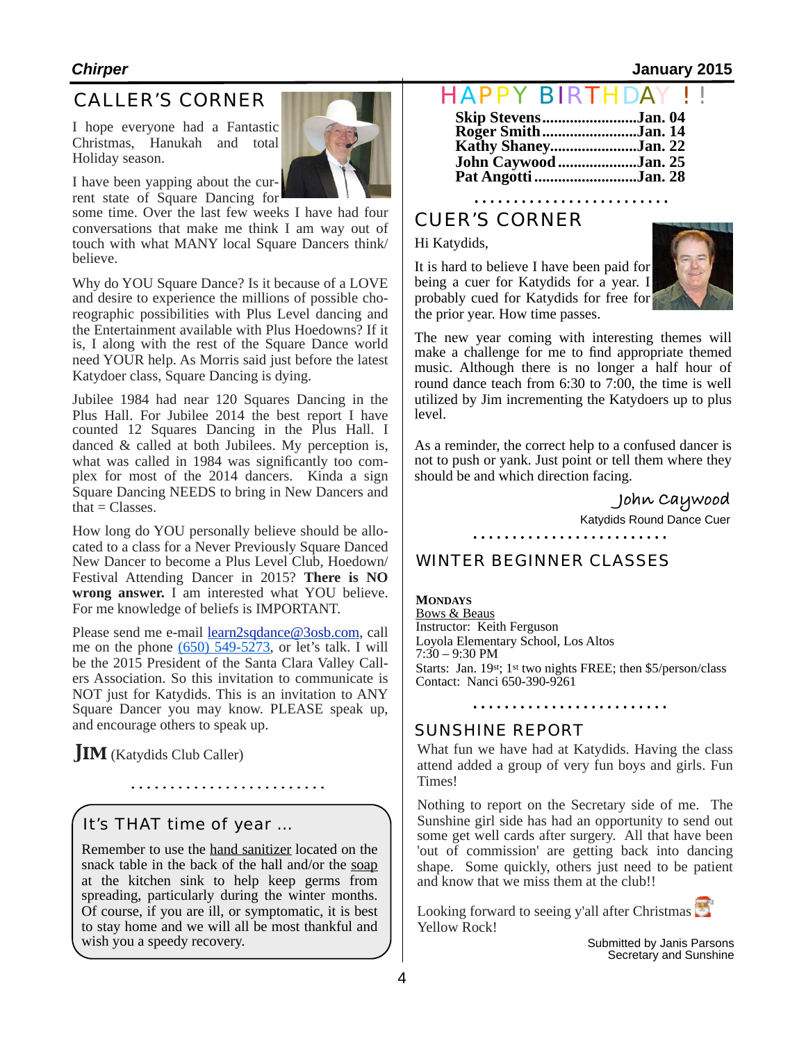## CALLER'S CORNER

I hope everyone had a Fantastic Christmas, Hanukah and total Holiday season.

I have been yapping about the current state of Square Dancing for some time. Over the last few weeks I have had four conversations that make me think I am way out of touch with what MANY local Square Dancers think/believe.

Why do YOU Square Dance? Is it because of a LOVE and desire to experience the millions of possible choreographic possibilities with Plus Level dancing and the Entertainment available with Plus Hoedowns? If it is, I along with the rest of the Square Dance world need YOUR help. As Morris said just before the latest Katydoer class, Square Dancing is dying.

Jubilee 1984 had near 120 Squares Dancing in the Plus Hall. For Jubilee 2014 the best report I have counted 12 Squares Dancing in the Plus Hall. I danced & called at both Jubilees. My perception is, what was called in 1984 was significantly too complex for most of the 2014 dancers. Kinda a sign Square Dancing NEEDS to bring in New Dancers and that = Classes.

How long do YOU personally believe should be allocated to a class for a Never Previously Square Danced New Dancer to become a Plus Level Club, Hoedown/Festival Attending Dancer in 2015? **There is NO wrong answer.** I am interested what YOU believe. For me knowledge of beliefs is IMPORTANT.

Please send me e-mail learn2sqdance@3osb.com, call me on the phone (650) 549-5273, or let's talk. I will be the 2015 President of the Santa Clara Valley Callers Association. So this invitation to communicate is NOT just for Katydids. This is an invitation to ANY Square Dancer you may know. PLEASE speak up, and encourage others to speak up.

**JIM** (Katydids Club Caller)

### It's THAT time of year ...

Remember to use the hand sanitizer located on the snack table in the back of the hall and/or the soap at the kitchen sink to help keep germs from spreading, particularly during the winter months. Of course, if you are ill, or symptomatic, it is best to stay home and we will all be most thankful and wish you a speedy recovery.

## HAPPY BIRTHDAY ! !

**Skip Stevens**........................**Jan. 04**
**Roger Smith**........................**Jan. 14**
**Kathy Shaney**......................**Jan. 22**
**John Caywood**....................**Jan. 25**
**Pat Angotti**..........................**Jan. 28**

## CUER'S CORNER

Hi Katydids,

It is hard to believe I have been paid for being a cuer for Katydids for a year. I probably cued for Katydids for free for the prior year. How time passes.

The new year coming with interesting themes will make a challenge for me to find appropriate themed music. Although there is no longer a half hour of round dance teach from 6:30 to 7:00, the time is well utilized by Jim incrementing the Katydoers up to plus level.

As a reminder, the correct help to a confused dancer is not to push or yank. Just point or tell them where they should be and which direction facing.

*John Caywood*
Katydids Round Dance Cuer

## WINTER BEGINNER CLASSES

**MONDAYS**
Bows & Beaus
Instructor: Keith Ferguson
Loyola Elementary School, Los Altos
7:30 – 9:30 PM
Starts: Jan. 19st; 1st two nights FREE; then $5/person/class
Contact: Nanci 650-390-9261

## SUNSHINE REPORT

What fun we have had at Katydids. Having the class attend added a group of very fun boys and girls. Fun Times!

Nothing to report on the Secretary side of me. The Sunshine girl side has had an opportunity to send out some get well cards after surgery. All that have been 'out of commission' are getting back into dancing shape. Some quickly, others just need to be patient and know that we miss them at the club!!

Looking forward to seeing y'all after Christmas
Yellow Rock!

Submitted by Janis Parsons
Secretary and Sunshine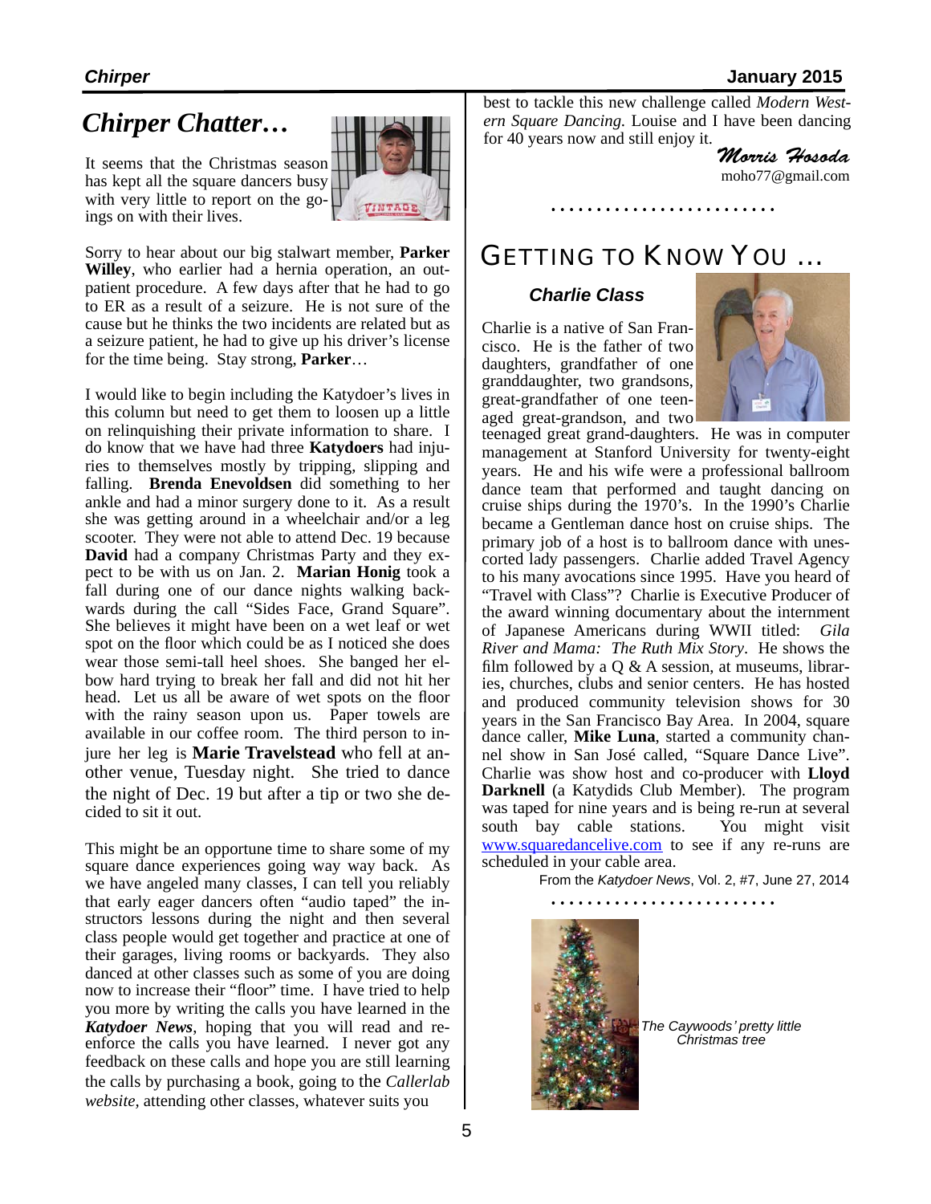## *Chirper Chatter…*

It seems that the Christmas season has kept all the square dancers busy with very little to report on the goings on with their lives.

Sorry to hear about our big stalwart member, **Parker Willey**, who earlier had a hernia operation, an outpatient procedure. A few days after that he had to go to ER as a result of a seizure. He is not sure of the cause but he thinks the two incidents are related but as a seizure patient, he had to give up his driver's license for the time being. Stay strong, **Parker**…

I would like to begin including the Katydoer's lives in this column but need to get them to loosen up a little on relinquishing their private information to share. I do know that we have had three **Katydoers** had injuries to themselves mostly by tripping, slipping and falling. **Brenda Enevoldsen** did something to her ankle and had a minor surgery done to it. As a result she was getting around in a wheelchair and/or a leg scooter. They were not able to attend Dec. 19 because **David** had a company Christmas Party and they expect to be with us on Jan. 2. **Marian Honig** took a fall during one of our dance nights walking backwards during the call "Sides Face, Grand Square". She believes it might have been on a wet leaf or wet spot on the floor which could be as I noticed she does wear those semi-tall heel shoes. She banged her elbow hard trying to break her fall and did not hit her head. Let us all be aware of wet spots on the floor with the rainy season upon us. Paper towels are available in our coffee room. The third person to injure her leg is **Marie Travelstead** who fell at another venue, Tuesday night. She tried to dance the night of Dec. 19 but after a tip or two she decided to sit it out.

This might be an opportune time to share some of my square dance experiences going way way back. As we have angeled many classes, I can tell you reliably that early eager dancers often "audio taped" the instructors lessons during the night and then several class people would get together and practice at one of their garages, living rooms or backyards. They also danced at other classes such as some of you are doing now to increase their "floor" time. I have tried to help you more by writing the calls you have learned in the ***Katydoer News***, hoping that you will read and reenforce the calls you have learned. I never got any feedback on these calls and hope you are still learning the calls by purchasing a book, going to the *Callerlab website*, attending other classes, whatever suits you best to tackle this new challenge called *Modern Western Square Dancing.* Louise and I have been dancing for 40 years now and still enjoy it.

*Morris Hosoda*
moho77@gmail.com

……………………

## GETTING TO KNOW YOU …

### *Charlie Class*

Charlie is a native of San Francisco. He is the father of two daughters, grandfather of one granddaughter, two grandsons, great-grandfather of one teenaged great-grandson, and two teenaged great grand-daughters. He was in computer management at Stanford University for twenty-eight years. He and his wife were a professional ballroom dance team that performed and taught dancing on cruise ships during the 1970's. In the 1990's Charlie became a Gentleman dance host on cruise ships. The primary job of a host is to ballroom dance with unescorted lady passengers. Charlie added Travel Agency to his many avocations since 1995. Have you heard of "Travel with Class"? Charlie is Executive Producer of the award winning documentary about the internment of Japanese Americans during WWII titled: *Gila River and Mama: The Ruth Mix Story*. He shows the film followed by a Q & A session, at museums, libraries, churches, clubs and senior centers. He has hosted and produced community television shows for 30 years in the San Francisco Bay Area. In 2004, square dance caller, **Mike Luna**, started a community channel show in San José called, "Square Dance Live". Charlie was show host and co-producer with **Lloyd Darknell** (a Katydids Club Member). The program was taped for nine years and is being re-run at several south bay cable stations. You might visit www.squaredancelive.com to see if any re-runs are scheduled in your cable area.

From the *Katydoer News*, Vol. 2, #7, June 27, 2014

……………………

*The Caywoods' pretty little Christmas tree*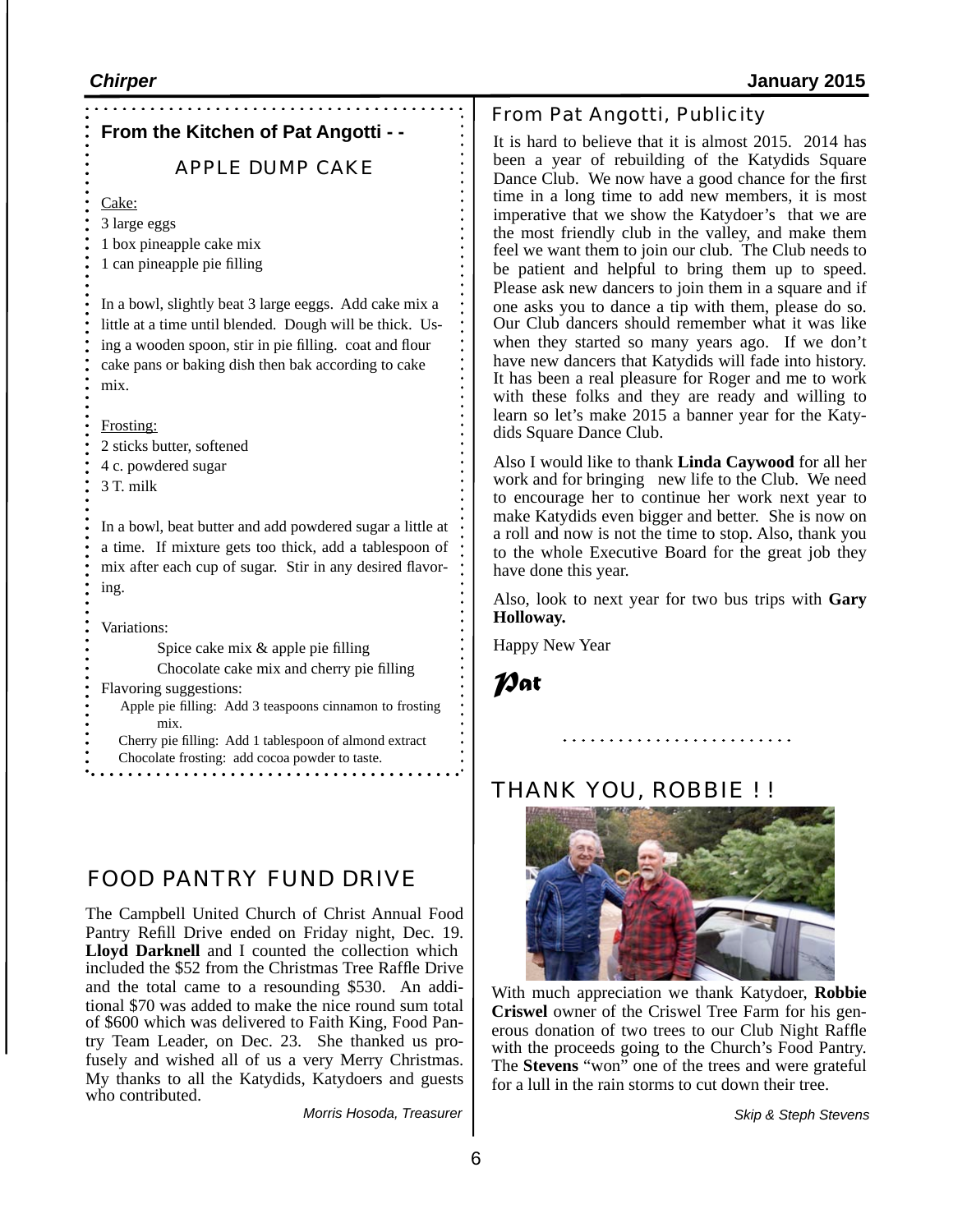## From the Kitchen of Pat Angotti - -

### APPLE DUMP CAKE

Cake:

3 large eggs
1 box pineapple cake mix
1 can pineapple pie filling

In a bowl, slightly beat 3 large eeggs. Add cake mix a little at a time until blended. Dough will be thick. Using a wooden spoon, stir in pie filling. coat and flour cake pans or baking dish then bak according to cake mix.

Frosting:

2 sticks butter, softened
4 c. powdered sugar
3 T. milk

In a bowl, beat butter and add powdered sugar a little at a time. If mixture gets too thick, add a tablespoon of mix after each cup of sugar. Stir in any desired flavoring.

Variations:

Spice cake mix & apple pie filling
Chocolate cake mix and cherry pie filling

Flavoring suggestions:

Apple pie filling: Add 3 teaspoons cinnamon to frosting mix.
Cherry pie filling: Add 1 tablespoon of almond extract
Chocolate frosting: add cocoa powder to taste.

## FOOD PANTRY FUND DRIVE

The Campbell United Church of Christ Annual Food Pantry Refill Drive ended on Friday night, Dec. 19. **Lloyd Darknell** and I counted the collection which included the $52 from the Christmas Tree Raffle Drive and the total came to a resounding $530. An additional $70 was added to make the nice round sum total of $600 which was delivered to Faith King, Food Pantry Team Leader, on Dec. 23. She thanked us profusely and wished all of us a very Merry Christmas. My thanks to all the Katydids, Katydoers and guests who contributed.

*Morris Hosoda, Treasurer*

## From Pat Angotti, Publicity

It is hard to believe that it is almost 2015. 2014 has been a year of rebuilding of the Katydids Square Dance Club. We now have a good chance for the first time in a long time to add new members, it is most imperative that we show the Katydoer's that we are the most friendly club in the valley, and make them feel we want them to join our club. The Club needs to be patient and helpful to bring them up to speed. Please ask new dancers to join them in a square and if one asks you to dance a tip with them, please do so. Our Club dancers should remember what it was like when they started so many years ago. If we don't have new dancers that Katydids will fade into history. It has been a real pleasure for Roger and me to work with these folks and they are ready and willing to learn so let's make 2015 a banner year for the Katydids Square Dance Club.

Also I would like to thank **Linda Caywood** for all her work and for bringing new life to the Club. We need to encourage her to continue her work next year to make Katydids even bigger and better. She is now on a roll and now is not the time to stop. Also, thank you to the whole Executive Board for the great job they have done this year.

Also, look to next year for two bus trips with **Gary Holloway.**

Happy New Year

***Pat***

## THANK YOU, ROBBIE ! !

With much appreciation we thank Katydoer, **Robbie Criswel** owner of the Criswel Tree Farm for his generous donation of two trees to our Club Night Raffle with the proceeds going to the Church's Food Pantry. The **Stevens** "won" one of the trees and were grateful for a lull in the rain storms to cut down their tree.

*Skip & Steph Stevens*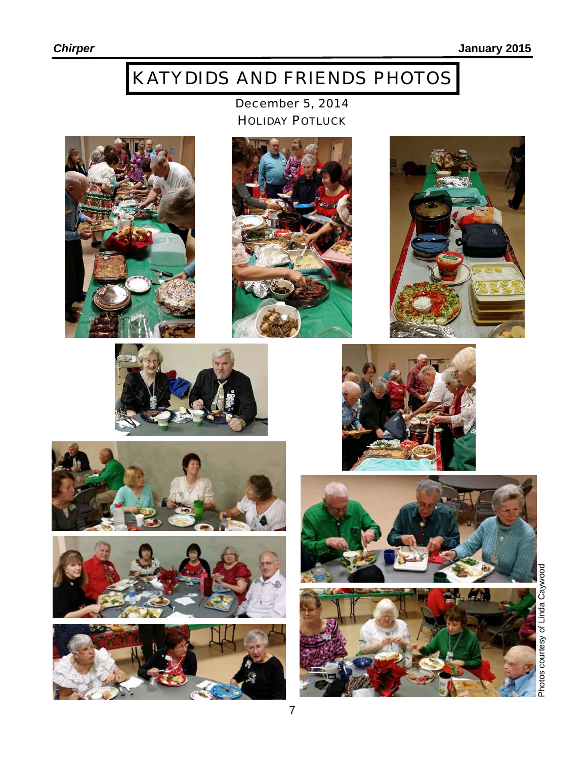# KATYDIDS AND FRIENDS PHOTOS

December 5, 2014

HOLIDAY POTLUCK

Photos courtesy of Linda Caywood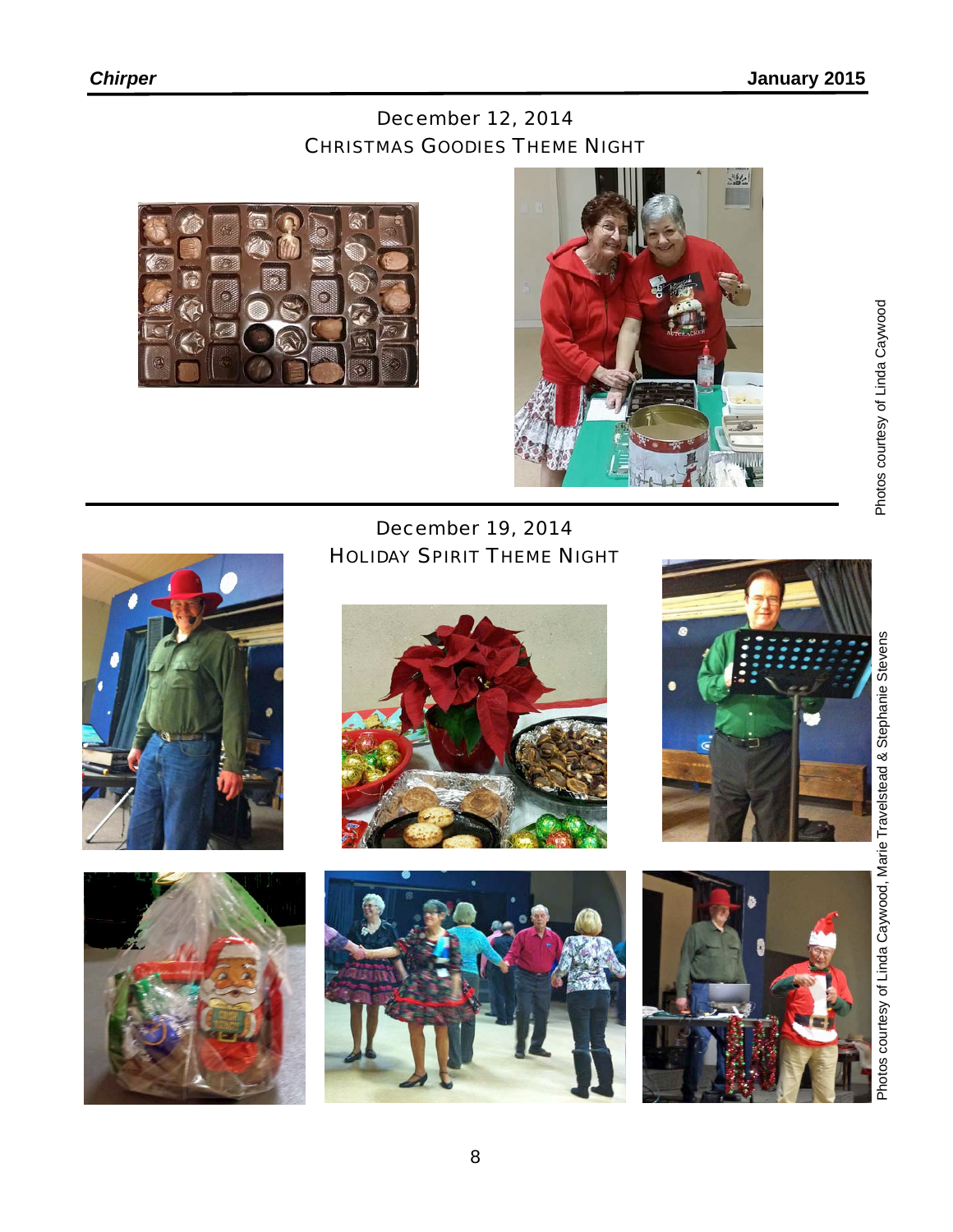## December 12, 2014
## CHRISTMAS GOODIES THEME NIGHT

Photos courtesy of Linda Caywood

## December 19, 2014
## HOLIDAY SPIRIT THEME NIGHT

Photos courtesy of Linda Caywood, Marie Travelstead & Stephanie Stevens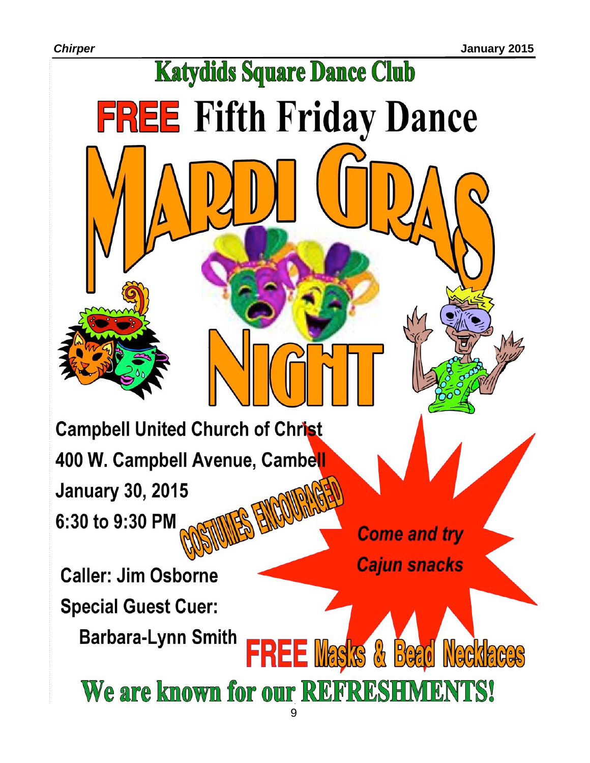# Katydids Square Dance Club

## FREE Fifth Friday Dance

# MARDI GRAS NIGHT

**Campbell United Church of Christ**

**400 W. Campbell Avenue, Cambell**

**January 30, 2015**

**6:30 to 9:30 PM**

**COSTUMES ENCOURAGED**

***Come and try Cajun snacks***

**Caller: Jim Osborne**

**Special Guest Cuer:**

**Barbara-Lynn Smith**

**FREE Masks & Bead Necklaces**

## We are known for our REFRESHMENTS!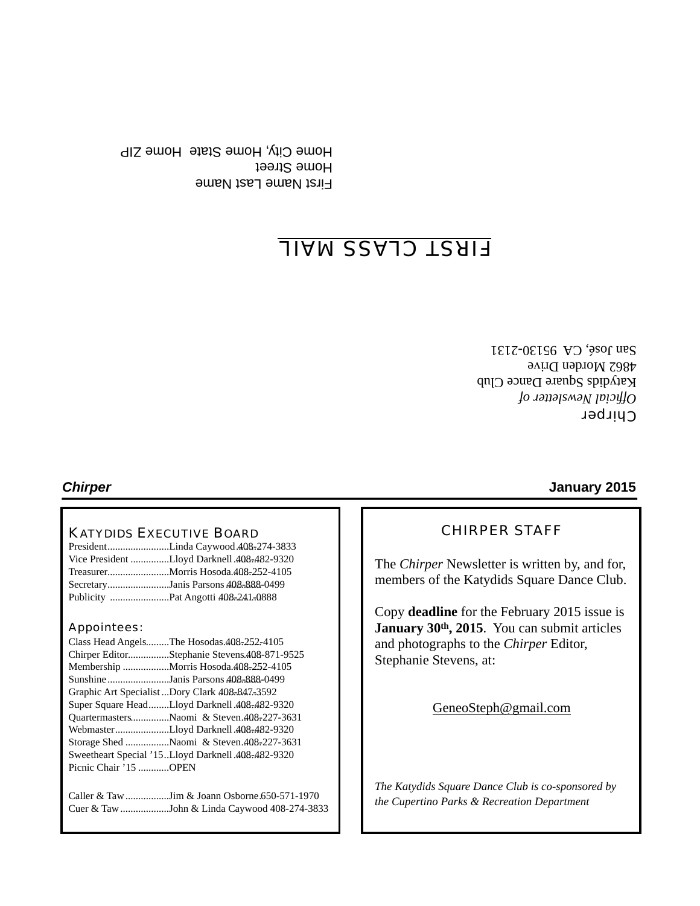Chirper
*Official Newsletter of*
Katydids Square Dance Club
4862 Morden Drive
San José, CA 95130-2131

FIRST CLASS MAIL

First Name Last Name
Home Street
Home City, Home State Home ZIP

**Chirper** **January 2015**

## KATYDIDS EXECUTIVE BOARD

President........................Linda Caywood 408-274-3833
Vice President ...............Lloyd Darknell 408-482-9320
Treasurer........................Morris Hosoda 408-252-4105
Secretary........................Janis Parsons 408-888-0499
Publicity .......................Pat Angotti 408-241-0888

## Appointees:

Class Head Angels.........The Hosodas 408-252-4105
Chirper Editor................Stephanie Stevens 408-871-9525
Membership ..................Morris Hosoda 408-252-4105
Sunshine ........................Janis Parsons 408-888-0499
Graphic Art Specialist ...Dory Clark 408-847-3592
Super Square Head........Lloyd Darknell 408-482-9320
Quartermasters...............Naomi & Steven 408-227-3631
Webmaster.....................Lloyd Darknell 408-482-9320
Storage Shed .................Naomi & Steven 408-227-3631
Sweetheart Special '15...Lloyd Darknell 408-482-9320
Picnic Chair '15 ............OPEN

Caller & Taw .................Jim & Joann Osborne 650-571-1970
Cuer & Taw ...................John & Linda Caywood 408-274-3833

## CHIRPER STAFF

The *Chirper* Newsletter is written by, and for, members of the Katydids Square Dance Club.

Copy **deadline** for the February 2015 issue is **January 30th, 2015**. You can submit articles and photographs to the *Chirper* Editor, Stephanie Stevens, at:

GeneoSteph@gmail.com

*The Katydids Square Dance Club is co-sponsored by the Cupertino Parks & Recreation Department*